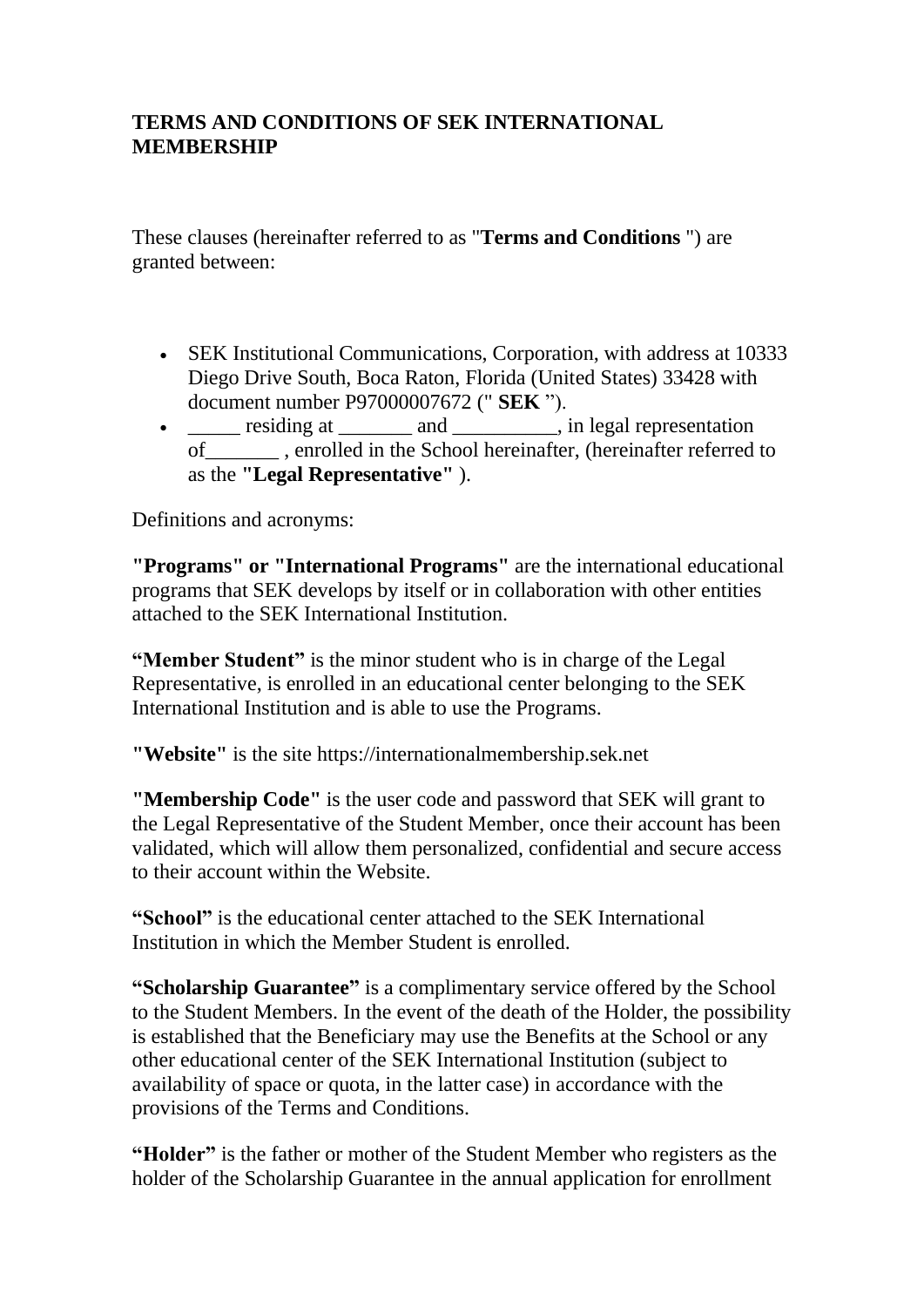**TERMS AND CONDITIONS OF SEK INTERNATIONAL MEMBERSHIP**

These clauses (hereinafter referred to as "**Terms and Conditions** ") are granted between:

- SEK Institutional Communications, Corporation, with address at 10333 Diego Drive South, Boca Raton, Florida (United States) 33428 with document number P97000007672 (" **SEK** ").
- _____ residing at _______ and __________, in legal representation of_______ , enrolled in the School hereinafter, (hereinafter referred to as the **"Legal Representative"** ).

Definitions and acronyms:

**"Programs" or "International Programs"** are the international educational programs that SEK develops by itself or in collaboration with other entities attached to the SEK International Institution.

**"Member Student"** is the minor student who is in charge of the Legal Representative, is enrolled in an educational center belonging to the SEK International Institution and is able to use the Programs.

**"Website"** is the site https://internationalmembership.sek.net

**"Membership Code"** is the user code and password that SEK will grant to the Legal Representative of the Student Member, once their account has been validated, which will allow them personalized, confidential and secure access to their account within the Website.

**"School"** is the educational center attached to the SEK International Institution in which the Member Student is enrolled.

**"Scholarship Guarantee"** is a complimentary service offered by the School to the Student Members. In the event of the death of the Holder, the possibility is established that the Beneficiary may use the Benefits at the School or any other educational center of the SEK International Institution (subject to availability of space or quota, in the latter case) in accordance with the provisions of the Terms and Conditions.

**"Holder"** is the father or mother of the Student Member who registers as the holder of the Scholarship Guarantee in the annual application for enrollment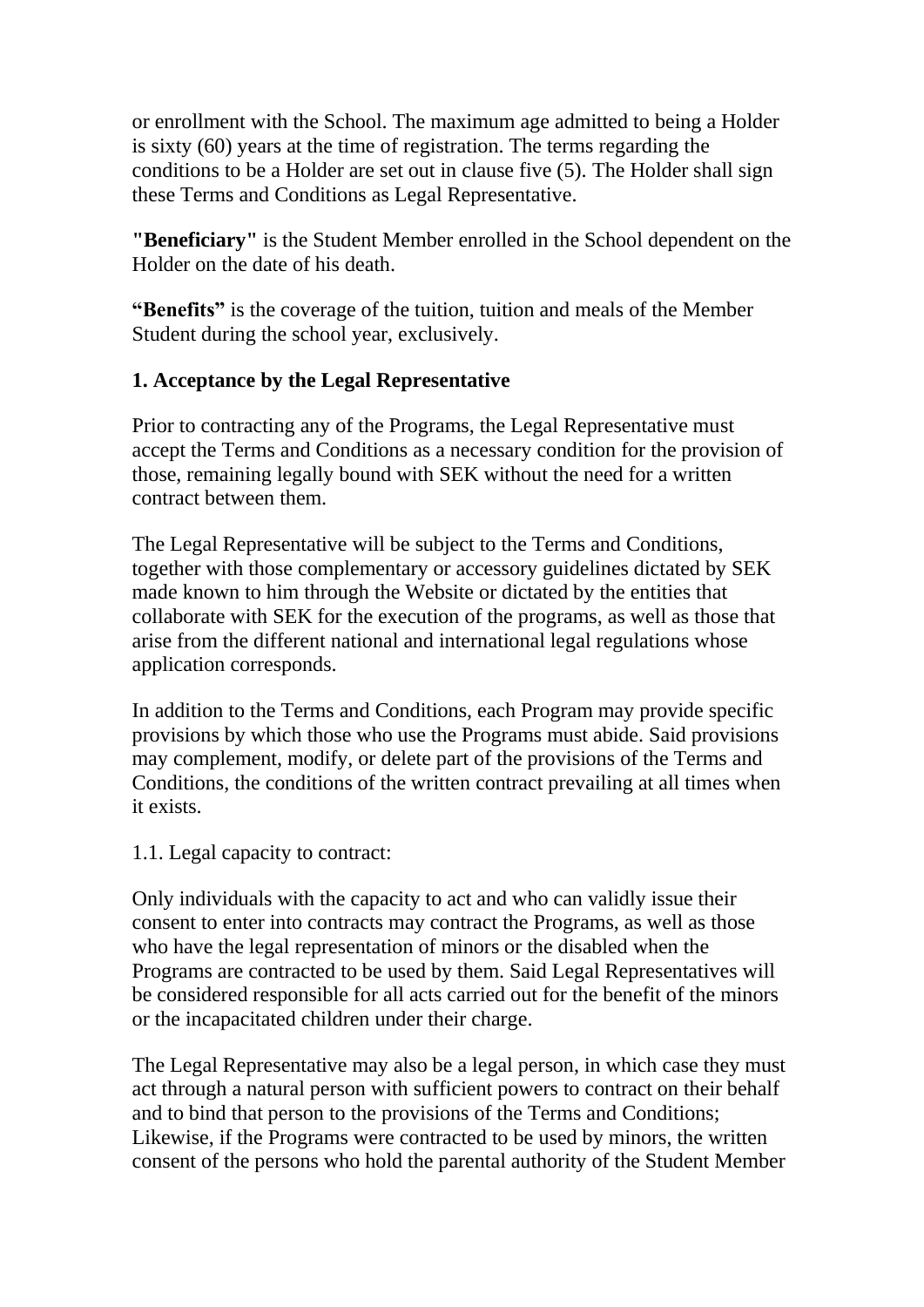or enrollment with the School. The maximum age admitted to being a Holder is sixty (60) years at the time of registration. The terms regarding the conditions to be a Holder are set out in clause five (5). The Holder shall sign these Terms and Conditions as Legal Representative.

**"Beneficiary"** is the Student Member enrolled in the School dependent on the Holder on the date of his death.

**"Benefits"** is the coverage of the tuition, tuition and meals of the Member Student during the school year, exclusively.

**1. Acceptance by the Legal Representative**

Prior to contracting any of the Programs, the Legal Representative must accept the Terms and Conditions as a necessary condition for the provision of those, remaining legally bound with SEK without the need for a written contract between them.

The Legal Representative will be subject to the Terms and Conditions, together with those complementary or accessory guidelines dictated by SEK made known to him through the Website or dictated by the entities that collaborate with SEK for the execution of the programs, as well as those that arise from the different national and international legal regulations whose application corresponds.

In addition to the Terms and Conditions, each Program may provide specific provisions by which those who use the Programs must abide. Said provisions may complement, modify, or delete part of the provisions of the Terms and Conditions, the conditions of the written contract prevailing at all times when it exists.

1.1. Legal capacity to contract:

Only individuals with the capacity to act and who can validly issue their consent to enter into contracts may contract the Programs, as well as those who have the legal representation of minors or the disabled when the Programs are contracted to be used by them. Said Legal Representatives will be considered responsible for all acts carried out for the benefit of the minors or the incapacitated children under their charge.

The Legal Representative may also be a legal person, in which case they must act through a natural person with sufficient powers to contract on their behalf and to bind that person to the provisions of the Terms and Conditions; Likewise, if the Programs were contracted to be used by minors, the written consent of the persons who hold the parental authority of the Student Member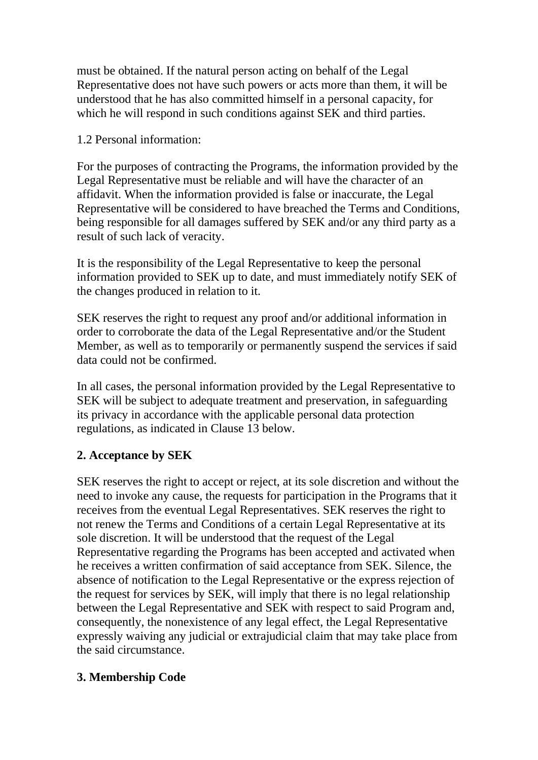must be obtained. If the natural person acting on behalf of the Legal Representative does not have such powers or acts more than them, it will be understood that he has also committed himself in a personal capacity, for which he will respond in such conditions against SEK and third parties.

1.2 Personal information:

For the purposes of contracting the Programs, the information provided by the Legal Representative must be reliable and will have the character of an affidavit. When the information provided is false or inaccurate, the Legal Representative will be considered to have breached the Terms and Conditions, being responsible for all damages suffered by SEK and/or any third party as a result of such lack of veracity.

It is the responsibility of the Legal Representative to keep the personal information provided to SEK up to date, and must immediately notify SEK of the changes produced in relation to it.

SEK reserves the right to request any proof and/or additional information in order to corroborate the data of the Legal Representative and/or the Student Member, as well as to temporarily or permanently suspend the services if said data could not be confirmed.

In all cases, the personal information provided by the Legal Representative to SEK will be subject to adequate treatment and preservation, in safeguarding its privacy in accordance with the applicable personal data protection regulations, as indicated in Clause 13 below.

## 2. Acceptance by SEK

SEK reserves the right to accept or reject, at its sole discretion and without the need to invoke any cause, the requests for participation in the Programs that it receives from the eventual Legal Representatives. SEK reserves the right to not renew the Terms and Conditions of a certain Legal Representative at its sole discretion. It will be understood that the request of the Legal Representative regarding the Programs has been accepted and activated when he receives a written confirmation of said acceptance from SEK. Silence, the absence of notification to the Legal Representative or the express rejection of the request for services by SEK, will imply that there is no legal relationship between the Legal Representative and SEK with respect to said Program and, consequently, the nonexistence of any legal effect, the Legal Representative expressly waiving any judicial or extrajudicial claim that may take place from the said circumstance.

## 3. Membership Code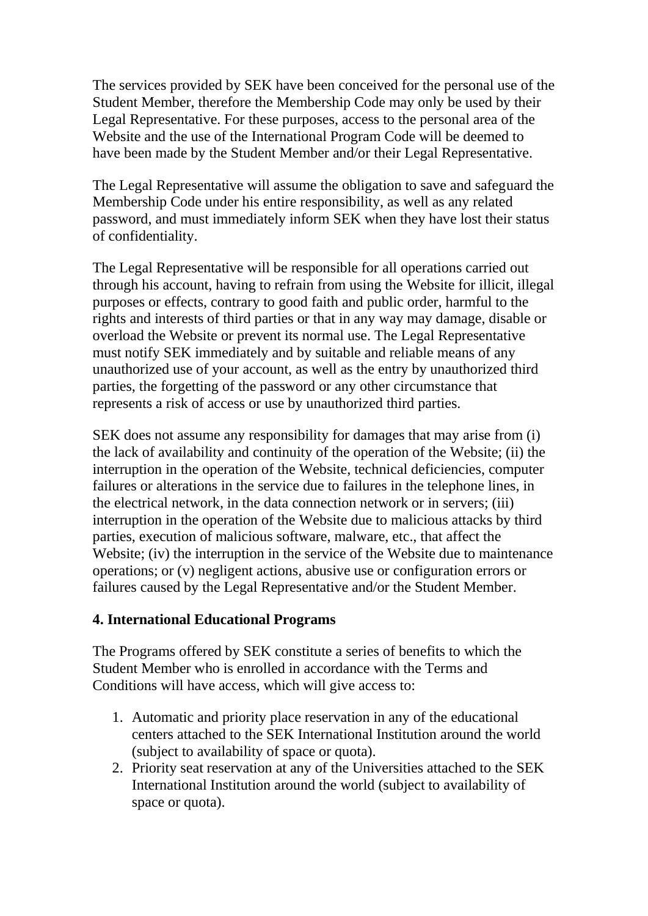The services provided by SEK have been conceived for the personal use of the Student Member, therefore the Membership Code may only be used by their Legal Representative. For these purposes, access to the personal area of the Website and the use of the International Program Code will be deemed to have been made by the Student Member and/or their Legal Representative.

The Legal Representative will assume the obligation to save and safeguard the Membership Code under his entire responsibility, as well as any related password, and must immediately inform SEK when they have lost their status of confidentiality.

The Legal Representative will be responsible for all operations carried out through his account, having to refrain from using the Website for illicit, illegal purposes or effects, contrary to good faith and public order, harmful to the rights and interests of third parties or that in any way may damage, disable or overload the Website or prevent its normal use. The Legal Representative must notify SEK immediately and by suitable and reliable means of any unauthorized use of your account, as well as the entry by unauthorized third parties, the forgetting of the password or any other circumstance that represents a risk of access or use by unauthorized third parties.

SEK does not assume any responsibility for damages that may arise from (i) the lack of availability and continuity of the operation of the Website; (ii) the interruption in the operation of the Website, technical deficiencies, computer failures or alterations in the service due to failures in the telephone lines, in the electrical network, in the data connection network or in servers; (iii) interruption in the operation of the Website due to malicious attacks by third parties, execution of malicious software, malware, etc., that affect the Website; (iv) the interruption in the service of the Website due to maintenance operations; or (v) negligent actions, abusive use or configuration errors or failures caused by the Legal Representative and/or the Student Member.

### 4. International Educational Programs

The Programs offered by SEK constitute a series of benefits to which the Student Member who is enrolled in accordance with the Terms and Conditions will have access, which will give access to:

1. Automatic and priority place reservation in any of the educational centers attached to the SEK International Institution around the world (subject to availability of space or quota).
2. Priority seat reservation at any of the Universities attached to the SEK International Institution around the world (subject to availability of space or quota).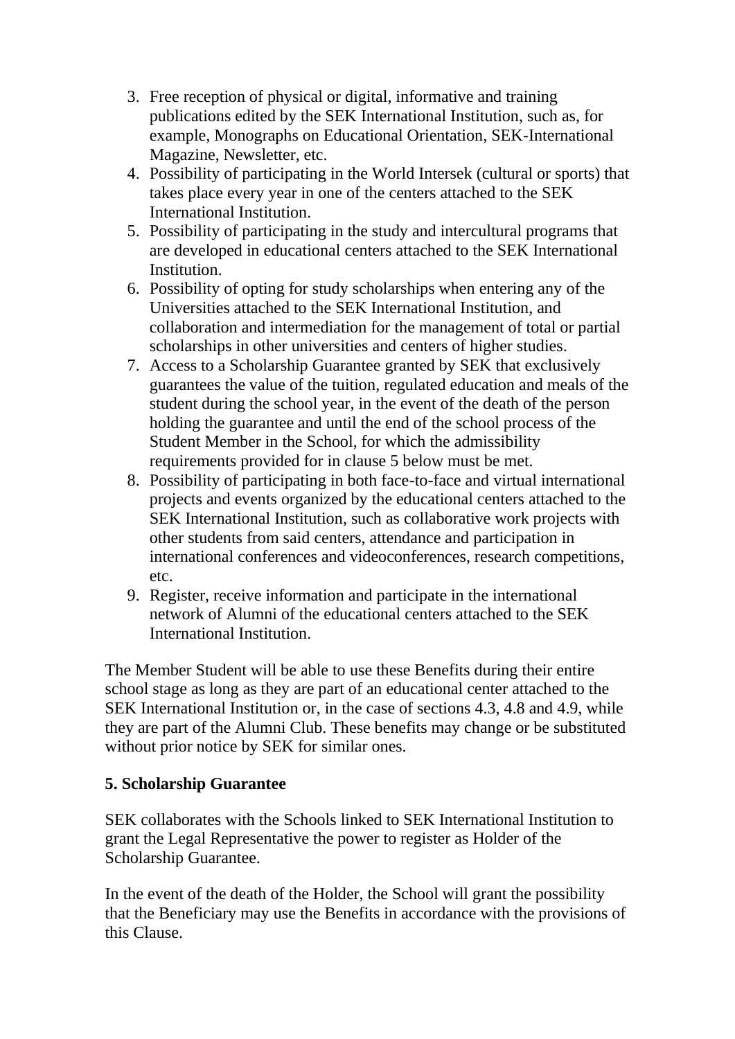3. Free reception of physical or digital, informative and training publications edited by the SEK International Institution, such as, for example, Monographs on Educational Orientation, SEK-International Magazine, Newsletter, etc.
4. Possibility of participating in the World Intersek (cultural or sports) that takes place every year in one of the centers attached to the SEK International Institution.
5. Possibility of participating in the study and intercultural programs that are developed in educational centers attached to the SEK International Institution.
6. Possibility of opting for study scholarships when entering any of the Universities attached to the SEK International Institution, and collaboration and intermediation for the management of total or partial scholarships in other universities and centers of higher studies.
7. Access to a Scholarship Guarantee granted by SEK that exclusively guarantees the value of the tuition, regulated education and meals of the student during the school year, in the event of the death of the person holding the guarantee and until the end of the school process of the Student Member in the School, for which the admissibility requirements provided for in clause 5 below must be met.
8. Possibility of participating in both face-to-face and virtual international projects and events organized by the educational centers attached to the SEK International Institution, such as collaborative work projects with other students from said centers, attendance and participation in international conferences and videoconferences, research competitions, etc.
9. Register, receive information and participate in the international network of Alumni of the educational centers attached to the SEK International Institution.

The Member Student will be able to use these Benefits during their entire school stage as long as they are part of an educational center attached to the SEK International Institution or, in the case of sections 4.3, 4.8 and 4.9, while they are part of the Alumni Club. These benefits may change or be substituted without prior notice by SEK for similar ones.

**5. Scholarship Guarantee**

SEK collaborates with the Schools linked to SEK International Institution to grant the Legal Representative the power to register as Holder of the Scholarship Guarantee.

In the event of the death of the Holder, the School will grant the possibility that the Beneficiary may use the Benefits in accordance with the provisions of this Clause.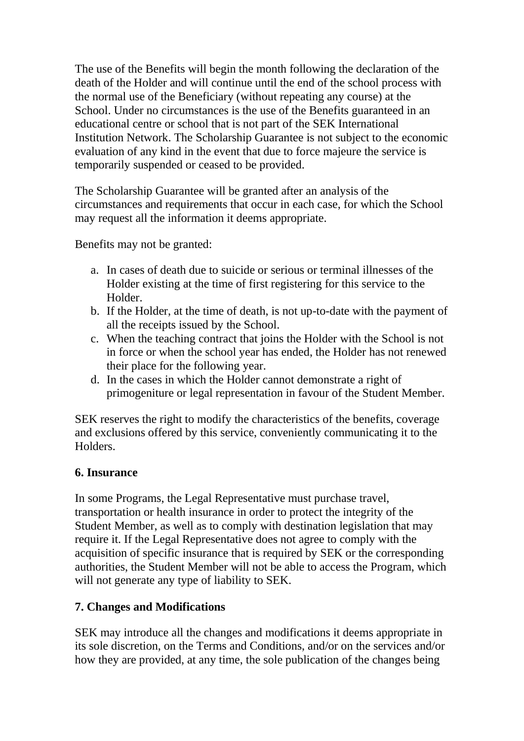The use of the Benefits will begin the month following the declaration of the death of the Holder and will continue until the end of the school process with the normal use of the Beneficiary (without repeating any course) at the School. Under no circumstances is the use of the Benefits guaranteed in an educational centre or school that is not part of the SEK International Institution Network. The Scholarship Guarantee is not subject to the economic evaluation of any kind in the event that due to force majeure the service is temporarily suspended or ceased to be provided.

The Scholarship Guarantee will be granted after an analysis of the circumstances and requirements that occur in each case, for which the School may request all the information it deems appropriate.

Benefits may not be granted:

a. In cases of death due to suicide or serious or terminal illnesses of the Holder existing at the time of first registering for this service to the Holder.
b. If the Holder, at the time of death, is not up-to-date with the payment of all the receipts issued by the School.
c. When the teaching contract that joins the Holder with the School is not in force or when the school year has ended, the Holder has not renewed their place for the following year.
d. In the cases in which the Holder cannot demonstrate a right of primogeniture or legal representation in favour of the Student Member.

SEK reserves the right to modify the characteristics of the benefits, coverage and exclusions offered by this service, conveniently communicating it to the Holders.

## 6. Insurance

In some Programs, the Legal Representative must purchase travel, transportation or health insurance in order to protect the integrity of the Student Member, as well as to comply with destination legislation that may require it. If the Legal Representative does not agree to comply with the acquisition of specific insurance that is required by SEK or the corresponding authorities, the Student Member will not be able to access the Program, which will not generate any type of liability to SEK.

## 7. Changes and Modifications

SEK may introduce all the changes and modifications it deems appropriate in its sole discretion, on the Terms and Conditions, and/or on the services and/or how they are provided, at any time, the sole publication of the changes being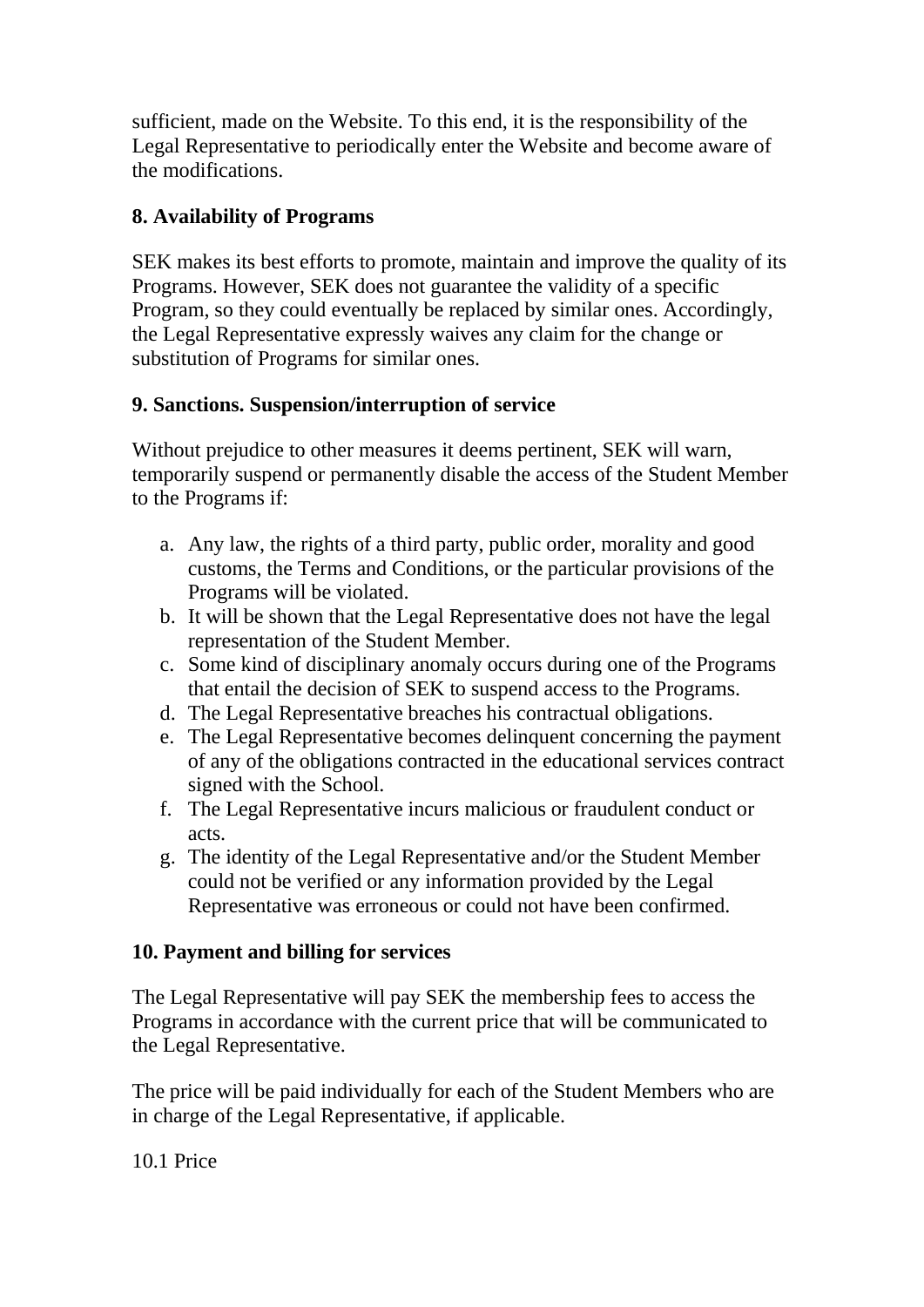sufficient, made on the Website. To this end, it is the responsibility of the Legal Representative to periodically enter the Website and become aware of the modifications.

**8. Availability of Programs**

SEK makes its best efforts to promote, maintain and improve the quality of its Programs. However, SEK does not guarantee the validity of a specific Program, so they could eventually be replaced by similar ones. Accordingly, the Legal Representative expressly waives any claim for the change or substitution of Programs for similar ones.

**9. Sanctions. Suspension/interruption of service**

Without prejudice to other measures it deems pertinent, SEK will warn, temporarily suspend or permanently disable the access of the Student Member to the Programs if:

a. Any law, the rights of a third party, public order, morality and good customs, the Terms and Conditions, or the particular provisions of the Programs will be violated.
b. It will be shown that the Legal Representative does not have the legal representation of the Student Member.
c. Some kind of disciplinary anomaly occurs during one of the Programs that entail the decision of SEK to suspend access to the Programs.
d. The Legal Representative breaches his contractual obligations.
e. The Legal Representative becomes delinquent concerning the payment of any of the obligations contracted in the educational services contract signed with the School.
f. The Legal Representative incurs malicious or fraudulent conduct or acts.
g. The identity of the Legal Representative and/or the Student Member could not be verified or any information provided by the Legal Representative was erroneous or could not have been confirmed.

**10. Payment and billing for services**

The Legal Representative will pay SEK the membership fees to access the Programs in accordance with the current price that will be communicated to the Legal Representative.

The price will be paid individually for each of the Student Members who are in charge of the Legal Representative, if applicable.

10.1 Price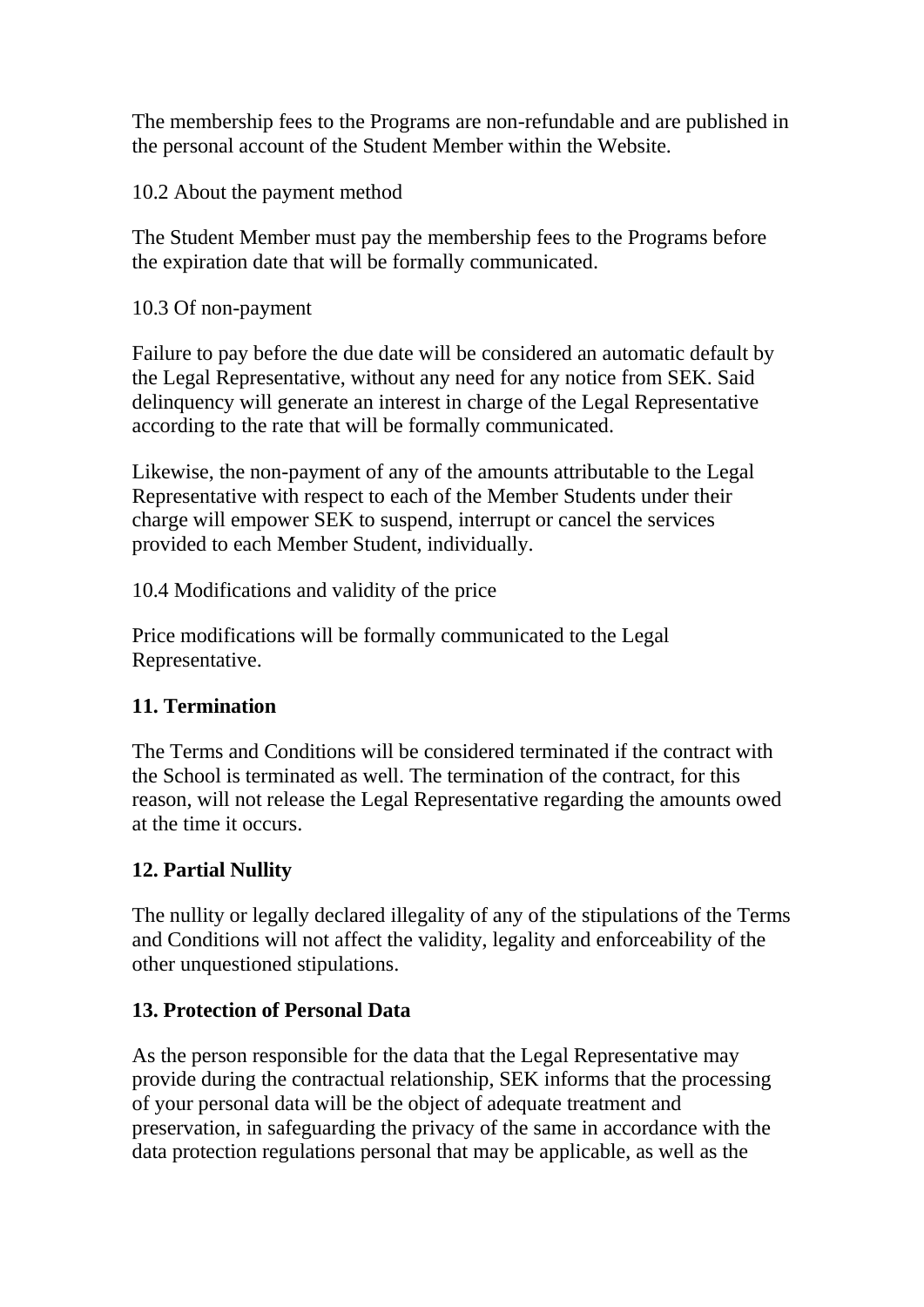The membership fees to the Programs are non-refundable and are published in the personal account of the Student Member within the Website.

10.2 About the payment method

The Student Member must pay the membership fees to the Programs before the expiration date that will be formally communicated.

10.3 Of non-payment

Failure to pay before the due date will be considered an automatic default by the Legal Representative, without any need for any notice from SEK. Said delinquency will generate an interest in charge of the Legal Representative according to the rate that will be formally communicated.

Likewise, the non-payment of any of the amounts attributable to the Legal Representative with respect to each of the Member Students under their charge will empower SEK to suspend, interrupt or cancel the services provided to each Member Student, individually.

10.4 Modifications and validity of the price

Price modifications will be formally communicated to the Legal Representative.

**11. Termination**

The Terms and Conditions will be considered terminated if the contract with the School is terminated as well. The termination of the contract, for this reason, will not release the Legal Representative regarding the amounts owed at the time it occurs.

**12. Partial Nullity**

The nullity or legally declared illegality of any of the stipulations of the Terms and Conditions will not affect the validity, legality and enforceability of the other unquestioned stipulations.

**13. Protection of Personal Data**

As the person responsible for the data that the Legal Representative may provide during the contractual relationship, SEK informs that the processing of your personal data will be the object of adequate treatment and preservation, in safeguarding the privacy of the same in accordance with the data protection regulations personal that may be applicable, as well as the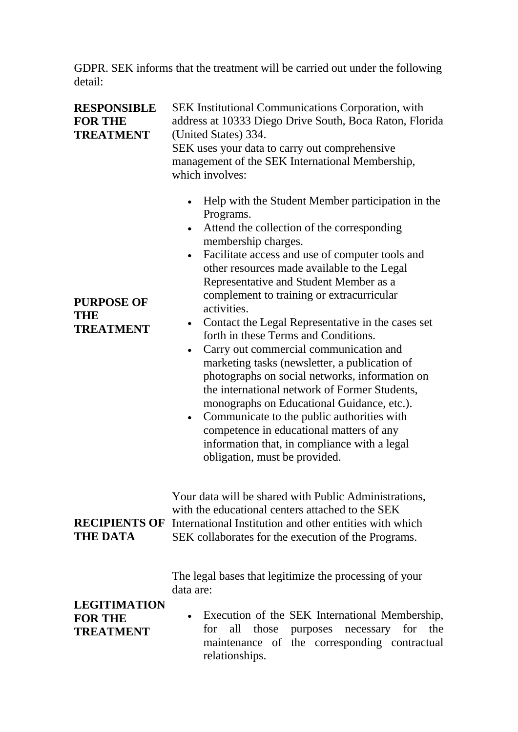GDPR. SEK informs that the treatment will be carried out under the following detail:

| | |
|---|---|
| **RESPONSIBLE FOR THE TREATMENT** | SEK Institutional Communications Corporation, with address at 10333 Diego Drive South, Boca Raton, Florida (United States) 334. |
| **PURPOSE OF THE TREATMENT** | SEK uses your data to carry out comprehensive management of the SEK International Membership, which involves:<br>• Help with the Student Member participation in the Programs.<br>• Attend the collection of the corresponding membership charges.<br>• Facilitate access and use of computer tools and other resources made available to the Legal Representative and Student Member as a complement to training or extracurricular activities.<br>• Contact the Legal Representative in the cases set forth in these Terms and Conditions.<br>• Carry out commercial communication and marketing tasks (newsletter, a publication of photographs on social networks, information on the international network of Former Students, monographs on Educational Guidance, etc.).<br>• Communicate to the public authorities with competence in educational matters of any information that, in compliance with a legal obligation, must be provided. |
| **RECIPIENTS OF THE DATA** | Your data will be shared with Public Administrations, with the educational centers attached to the SEK International Institution and other entities with which SEK collaborates for the execution of the Programs. |
| **LEGITIMATION FOR THE TREATMENT** | The legal bases that legitimize the processing of your data are:<br>• Execution of the SEK International Membership, for all those purposes necessary for the maintenance of the corresponding contractual relationships. |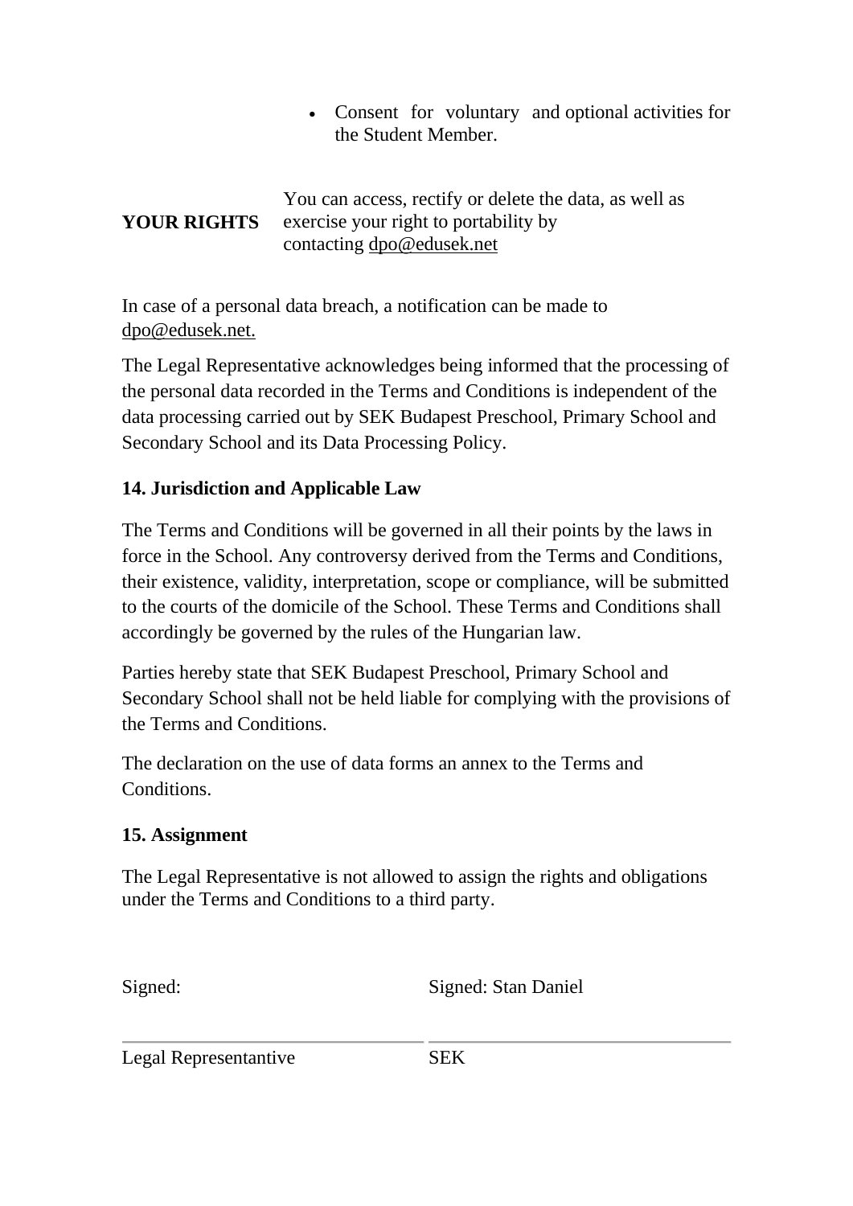| | |
|---|---|
| | • Consent for voluntary and optional activities for the Student Member. |
| **YOUR RIGHTS** | You can access, rectify or delete the data, as well as exercise your right to portability by contacting dpo@edusek.net |

In case of a personal data breach, a notification can be made to dpo@edusek.net.

The Legal Representative acknowledges being informed that the processing of the personal data recorded in the Terms and Conditions is independent of the data processing carried out by SEK Budapest Preschool, Primary School and Secondary School and its Data Processing Policy.

### 14. Jurisdiction and Applicable Law

The Terms and Conditions will be governed in all their points by the laws in force in the School. Any controversy derived from the Terms and Conditions, their existence, validity, interpretation, scope or compliance, will be submitted to the courts of the domicile of the School. These Terms and Conditions shall accordingly be governed by the rules of the Hungarian law.

Parties hereby state that SEK Budapest Preschool, Primary School and Secondary School shall not be held liable for complying with the provisions of the Terms and Conditions.

The declaration on the use of data forms an annex to the Terms and Conditions.

### 15. Assignment

The Legal Representative is not allowed to assign the rights and obligations under the Terms and Conditions to a third party.

| Signed: | Signed: Stan Daniel |
|---|---|
| Legal Representantive | SEK |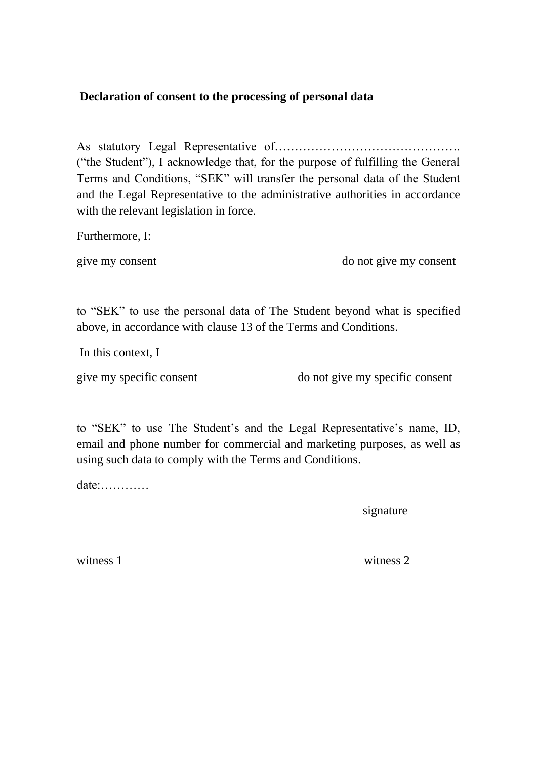**Declaration of consent to the processing of personal data**

As statutory Legal Representative of………………………………………. ("the Student"), I acknowledge that, for the purpose of fulfilling the General Terms and Conditions, "SEK" will transfer the personal data of the Student and the Legal Representative to the administrative authorities in accordance with the relevant legislation in force.

Furthermore, I:

give my consent do not give my consent

to "SEK" to use the personal data of The Student beyond what is specified above, in accordance with clause 13 of the Terms and Conditions.

In this context, I

give my specific consent do not give my specific consent

to "SEK" to use The Student's and the Legal Representative's name, ID, email and phone number for commercial and marketing purposes, as well as using such data to comply with the Terms and Conditions.

date:…………

signature

witness 1 witness 2